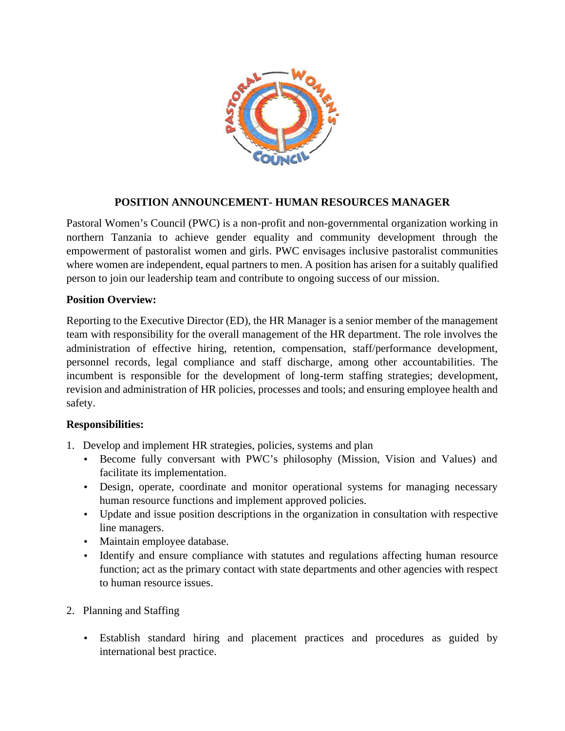# POSITION ANNOUNCEMENT- HUMAN RESOURCES MANAGER

Pastoral Women's Council (PWC) is a non-profit and non-governmental organization working in northern Tanzania to achieve gender equality and community development through the empowerment of pastoralist women and girls. PWC envisages inclusive pastoralist communities where women are independent, equal partners to men. A position has arisen for a suitably qualified person to join our leadership team and contribute to ongoing success of our mission.

**Position Overview:**

Reporting to the Executive Director (ED), the HR Manager is a senior member of the management team with responsibility for the overall management of the HR department. The role involves the administration of effective hiring, retention, compensation, staff/performance development, personnel records, legal compliance and staff discharge, among other accountabilities. The incumbent is responsible for the development of long-term staffing strategies; development, revision and administration of HR policies, processes and tools; and ensuring employee health and safety.

**Responsibilities:**

1. Develop and implement HR strategies, policies, systems and plan
   - Become fully conversant with PWC's philosophy (Mission, Vision and Values) and facilitate its implementation.
   - Design, operate, coordinate and monitor operational systems for managing necessary human resource functions and implement approved policies.
   - Update and issue position descriptions in the organization in consultation with respective line managers.
   - Maintain employee database.
   - Identify and ensure compliance with statutes and regulations affecting human resource function; act as the primary contact with state departments and other agencies with respect to human resource issues.

2. Planning and Staffing
   - Establish standard hiring and placement practices and procedures as guided by international best practice.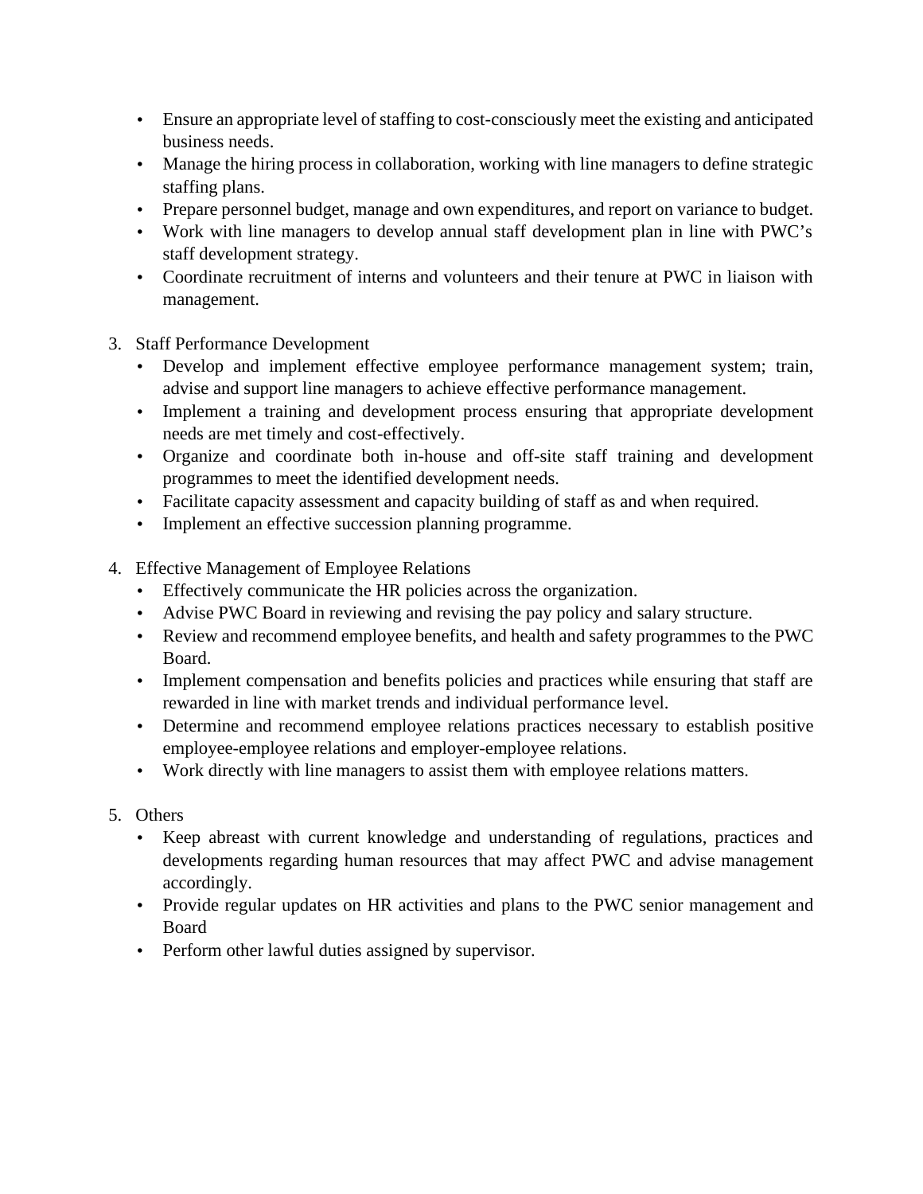- Ensure an appropriate level of staffing to cost-consciously meet the existing and anticipated business needs.
- Manage the hiring process in collaboration, working with line managers to define strategic staffing plans.
- Prepare personnel budget, manage and own expenditures, and report on variance to budget.
- Work with line managers to develop annual staff development plan in line with PWC's staff development strategy.
- Coordinate recruitment of interns and volunteers and their tenure at PWC in liaison with management.

3. Staff Performance Development
   - Develop and implement effective employee performance management system; train, advise and support line managers to achieve effective performance management.
   - Implement a training and development process ensuring that appropriate development needs are met timely and cost-effectively.
   - Organize and coordinate both in-house and off-site staff training and development programmes to meet the identified development needs.
   - Facilitate capacity assessment and capacity building of staff as and when required.
   - Implement an effective succession planning programme.

4. Effective Management of Employee Relations
   - Effectively communicate the HR policies across the organization.
   - Advise PWC Board in reviewing and revising the pay policy and salary structure.
   - Review and recommend employee benefits, and health and safety programmes to the PWC Board.
   - Implement compensation and benefits policies and practices while ensuring that staff are rewarded in line with market trends and individual performance level.
   - Determine and recommend employee relations practices necessary to establish positive employee-employee relations and employer-employee relations.
   - Work directly with line managers to assist them with employee relations matters.

5. Others
   - Keep abreast with current knowledge and understanding of regulations, practices and developments regarding human resources that may affect PWC and advise management accordingly.
   - Provide regular updates on HR activities and plans to the PWC senior management and Board
   - Perform other lawful duties assigned by supervisor.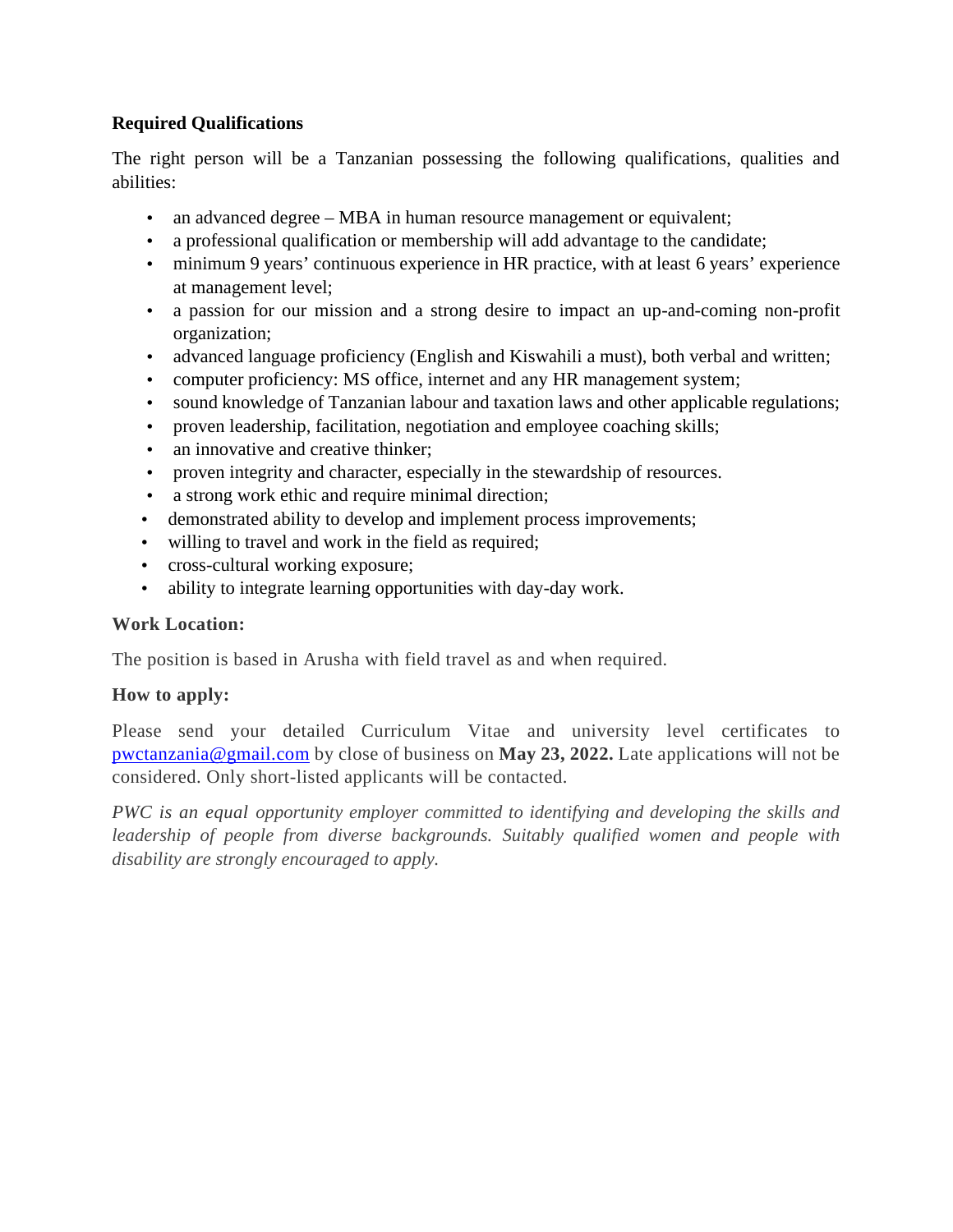**Required Qualifications**

The right person will be a Tanzanian possessing the following qualifications, qualities and abilities:

- an advanced degree – MBA in human resource management or equivalent;
- a professional qualification or membership will add advantage to the candidate;
- minimum 9 years' continuous experience in HR practice, with at least 6 years' experience at management level;
- a passion for our mission and a strong desire to impact an up-and-coming non-profit organization;
- advanced language proficiency (English and Kiswahili a must), both verbal and written;
- computer proficiency: MS office, internet and any HR management system;
- sound knowledge of Tanzanian labour and taxation laws and other applicable regulations;
- proven leadership, facilitation, negotiation and employee coaching skills;
- an innovative and creative thinker;
- proven integrity and character, especially in the stewardship of resources.
- a strong work ethic and require minimal direction;
- demonstrated ability to develop and implement process improvements;
- willing to travel and work in the field as required;
- cross-cultural working exposure;
- ability to integrate learning opportunities with day-day work.

**Work Location:**

The position is based in Arusha with field travel as and when required.

**How to apply:**

Please send your detailed Curriculum Vitae and university level certificates to pwctanzania@gmail.com by close of business on **May 23, 2022.** Late applications will not be considered. Only short-listed applicants will be contacted.

*PWC is an equal opportunity employer committed to identifying and developing the skills and leadership of people from diverse backgrounds. Suitably qualified women and people with disability are strongly encouraged to apply.*